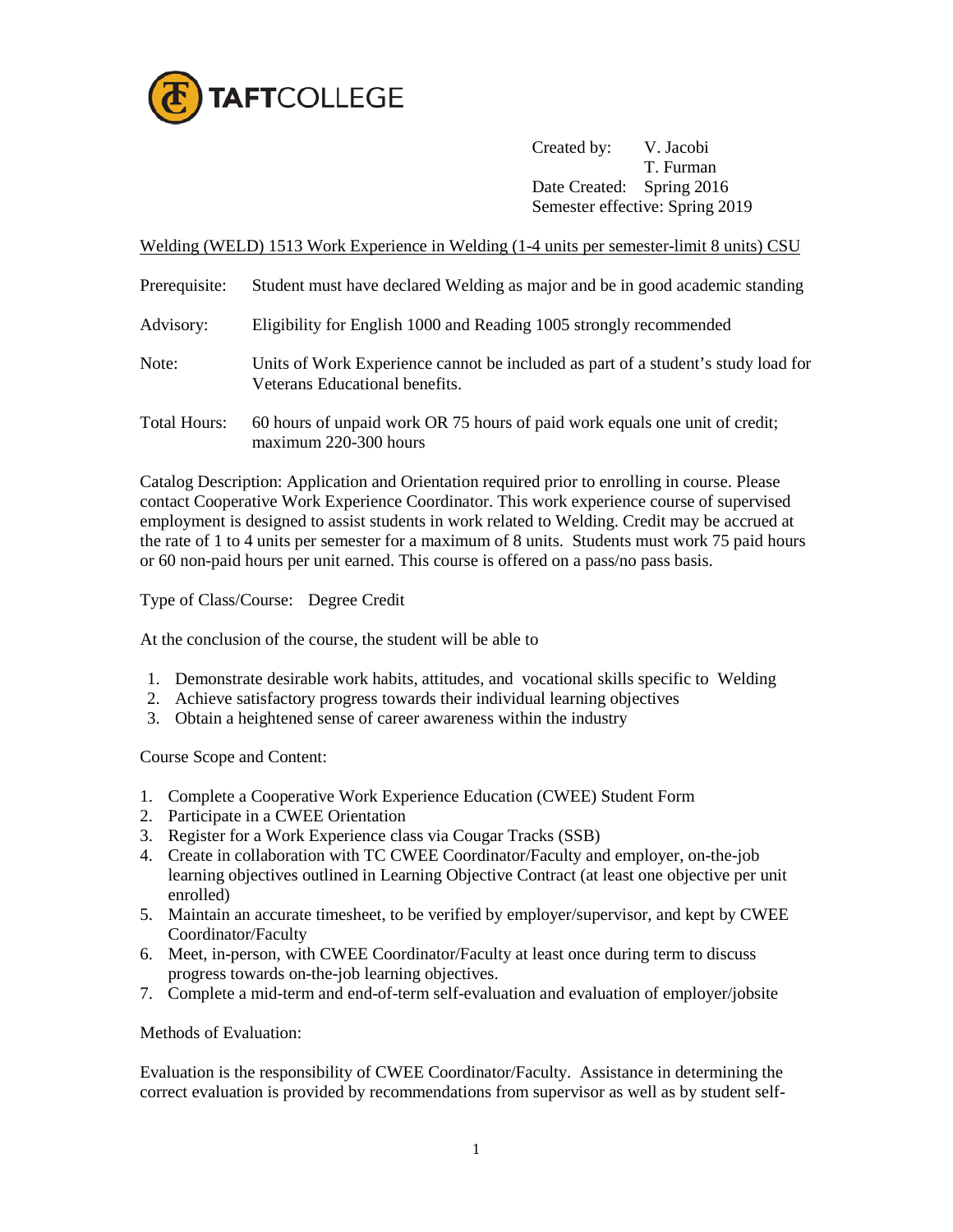TAFTCOLLEGE

Created by: V. Jacobi
T. Furman
Date Created: Spring 2016
Semester effective: Spring 2019

Welding (WELD) 1513 Work Experience in Welding (1-4 units per semester-limit 8 units) CSU

Prerequisite: Student must have declared Welding as major and be in good academic standing

Advisory: Eligibility for English 1000 and Reading 1005 strongly recommended

Note: Units of Work Experience cannot be included as part of a student's study load for Veterans Educational benefits.

Total Hours: 60 hours of unpaid work OR 75 hours of paid work equals one unit of credit; maximum 220-300 hours

Catalog Description: Application and Orientation required prior to enrolling in course. Please contact Cooperative Work Experience Coordinator. This work experience course of supervised employment is designed to assist students in work related to Welding. Credit may be accrued at the rate of 1 to 4 units per semester for a maximum of 8 units. Students must work 75 paid hours or 60 non-paid hours per unit earned. This course is offered on a pass/no pass basis.

Type of Class/Course: Degree Credit

At the conclusion of the course, the student will be able to

1. Demonstrate desirable work habits, attitudes, and vocational skills specific to Welding
2. Achieve satisfactory progress towards their individual learning objectives
3. Obtain a heightened sense of career awareness within the industry

Course Scope and Content:

1. Complete a Cooperative Work Experience Education (CWEE) Student Form
2. Participate in a CWEE Orientation
3. Register for a Work Experience class via Cougar Tracks (SSB)
4. Create in collaboration with TC CWEE Coordinator/Faculty and employer, on-the-job learning objectives outlined in Learning Objective Contract (at least one objective per unit enrolled)
5. Maintain an accurate timesheet, to be verified by employer/supervisor, and kept by CWEE Coordinator/Faculty
6. Meet, in-person, with CWEE Coordinator/Faculty at least once during term to discuss progress towards on-the-job learning objectives.
7. Complete a mid-term and end-of-term self-evaluation and evaluation of employer/jobsite

Methods of Evaluation:

Evaluation is the responsibility of CWEE Coordinator/Faculty. Assistance in determining the correct evaluation is provided by recommendations from supervisor as well as by student self-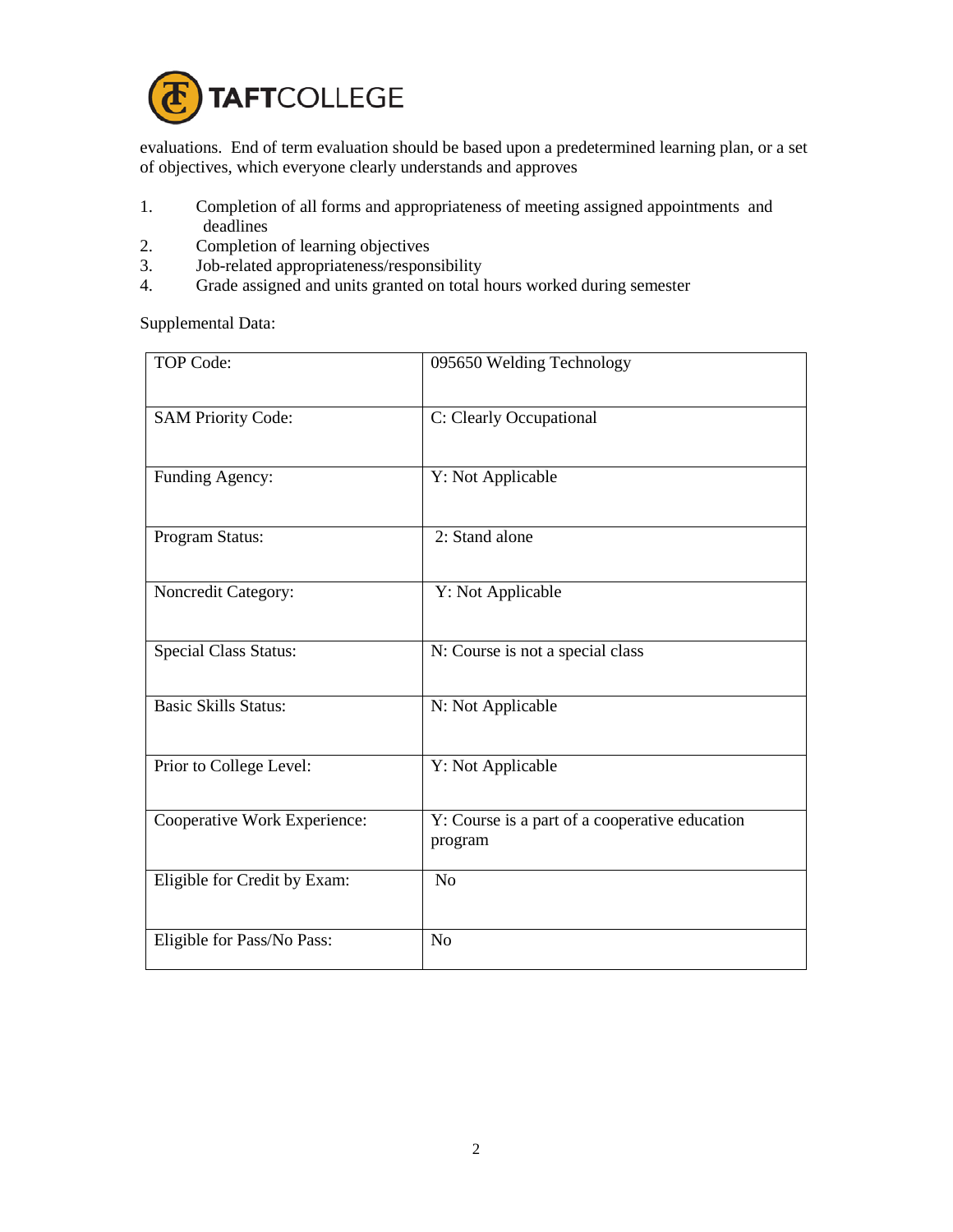evaluations. End of term evaluation should be based upon a predetermined learning plan, or a set of objectives, which everyone clearly understands and approves

1. Completion of all forms and appropriateness of meeting assigned appointments and deadlines
2. Completion of learning objectives
3. Job-related appropriateness/responsibility
4. Grade assigned and units granted on total hours worked during semester

Supplemental Data:

| | |
|---|---|
| TOP Code: | 095650 Welding Technology |
| SAM Priority Code: | C: Clearly Occupational |
| Funding Agency: | Y: Not Applicable |
| Program Status: | 2: Stand alone |
| Noncredit Category: | Y: Not Applicable |
| Special Class Status: | N: Course is not a special class |
| Basic Skills Status: | N: Not Applicable |
| Prior to College Level: | Y: Not Applicable |
| Cooperative Work Experience: | Y: Course is a part of a cooperative education program |
| Eligible for Credit by Exam: | No |
| Eligible for Pass/No Pass: | No |